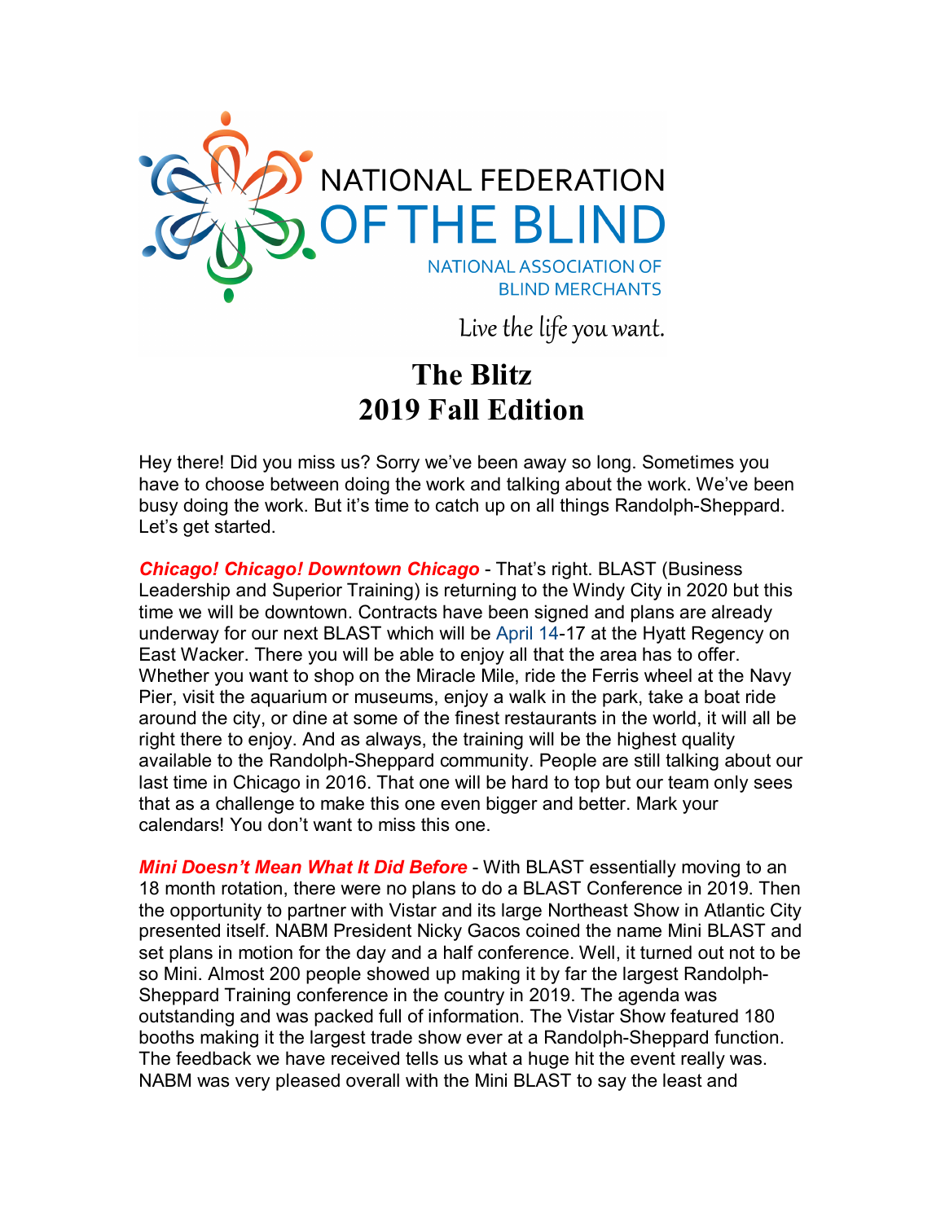NATIONAL FEDERATION OF THE BLIND

NATIONAL ASSOCIATION OF BLIND MERCHANTS

Live the life you want.

# The Blitz
# 2019 Fall Edition

Hey there! Did you miss us? Sorry we've been away so long. Sometimes you have to choose between doing the work and talking about the work. We've been busy doing the work. But it's time to catch up on all things Randolph-Sheppard. Let's get started.

***Chicago! Chicago! Downtown Chicago*** - That's right. BLAST (Business Leadership and Superior Training) is returning to the Windy City in 2020 but this time we will be downtown. Contracts have been signed and plans are already underway for our next BLAST which will be April 14-17 at the Hyatt Regency on East Wacker. There you will be able to enjoy all that the area has to offer. Whether you want to shop on the Miracle Mile, ride the Ferris wheel at the Navy Pier, visit the aquarium or museums, enjoy a walk in the park, take a boat ride around the city, or dine at some of the finest restaurants in the world, it will all be right there to enjoy. And as always, the training will be the highest quality available to the Randolph-Sheppard community. People are still talking about our last time in Chicago in 2016. That one will be hard to top but our team only sees that as a challenge to make this one even bigger and better. Mark your calendars! You don't want to miss this one.

***Mini Doesn't Mean What It Did Before*** - With BLAST essentially moving to an 18 month rotation, there were no plans to do a BLAST Conference in 2019. Then the opportunity to partner with Vistar and its large Northeast Show in Atlantic City presented itself. NABM President Nicky Gacos coined the name Mini BLAST and set plans in motion for the day and a half conference. Well, it turned out not to be so Mini. Almost 200 people showed up making it by far the largest Randolph-Sheppard Training conference in the country in 2019. The agenda was outstanding and was packed full of information. The Vistar Show featured 180 booths making it the largest trade show ever at a Randolph-Sheppard function. The feedback we have received tells us what a huge hit the event really was. NABM was very pleased overall with the Mini BLAST to say the least and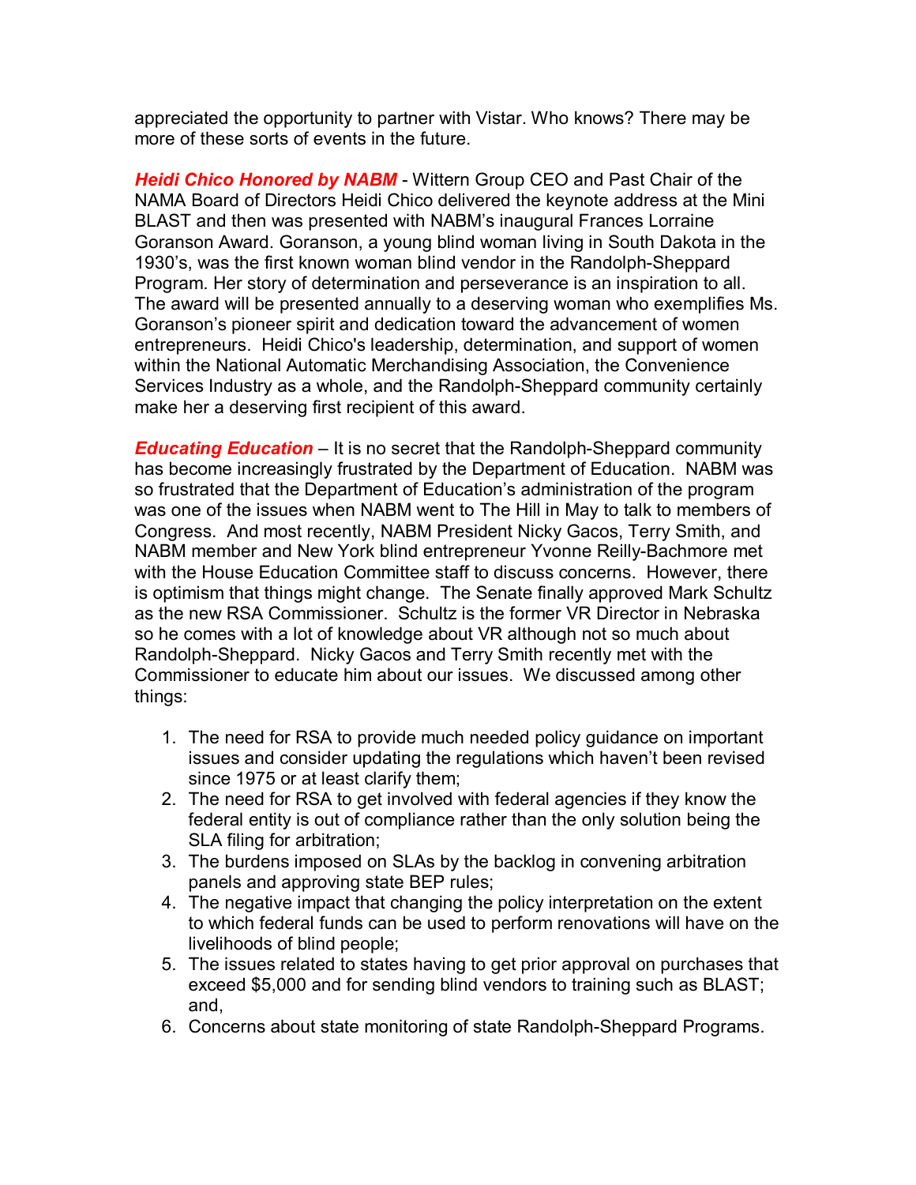appreciated the opportunity to partner with Vistar. Who knows? There may be more of these sorts of events in the future.

***Heidi Chico Honored by NABM*** - Wittern Group CEO and Past Chair of the NAMA Board of Directors Heidi Chico delivered the keynote address at the Mini BLAST and then was presented with NABM's inaugural Frances Lorraine Goranson Award. Goranson, a young blind woman living in South Dakota in the 1930's, was the first known woman blind vendor in the Randolph-Sheppard Program. Her story of determination and perseverance is an inspiration to all. The award will be presented annually to a deserving woman who exemplifies Ms. Goranson's pioneer spirit and dedication toward the advancement of women entrepreneurs. Heidi Chico's leadership, determination, and support of women within the National Automatic Merchandising Association, the Convenience Services Industry as a whole, and the Randolph-Sheppard community certainly make her a deserving first recipient of this award.

***Educating Education*** – It is no secret that the Randolph-Sheppard community has become increasingly frustrated by the Department of Education. NABM was so frustrated that the Department of Education's administration of the program was one of the issues when NABM went to The Hill in May to talk to members of Congress. And most recently, NABM President Nicky Gacos, Terry Smith, and NABM member and New York blind entrepreneur Yvonne Reilly-Bachmore met with the House Education Committee staff to discuss concerns. However, there is optimism that things might change. The Senate finally approved Mark Schultz as the new RSA Commissioner. Schultz is the former VR Director in Nebraska so he comes with a lot of knowledge about VR although not so much about Randolph-Sheppard. Nicky Gacos and Terry Smith recently met with the Commissioner to educate him about our issues. We discussed among other things:

1. The need for RSA to provide much needed policy guidance on important issues and consider updating the regulations which haven't been revised since 1975 or at least clarify them;
2. The need for RSA to get involved with federal agencies if they know the federal entity is out of compliance rather than the only solution being the SLA filing for arbitration;
3. The burdens imposed on SLAs by the backlog in convening arbitration panels and approving state BEP rules;
4. The negative impact that changing the policy interpretation on the extent to which federal funds can be used to perform renovations will have on the livelihoods of blind people;
5. The issues related to states having to get prior approval on purchases that exceed $5,000 and for sending blind vendors to training such as BLAST; and,
6. Concerns about state monitoring of state Randolph-Sheppard Programs.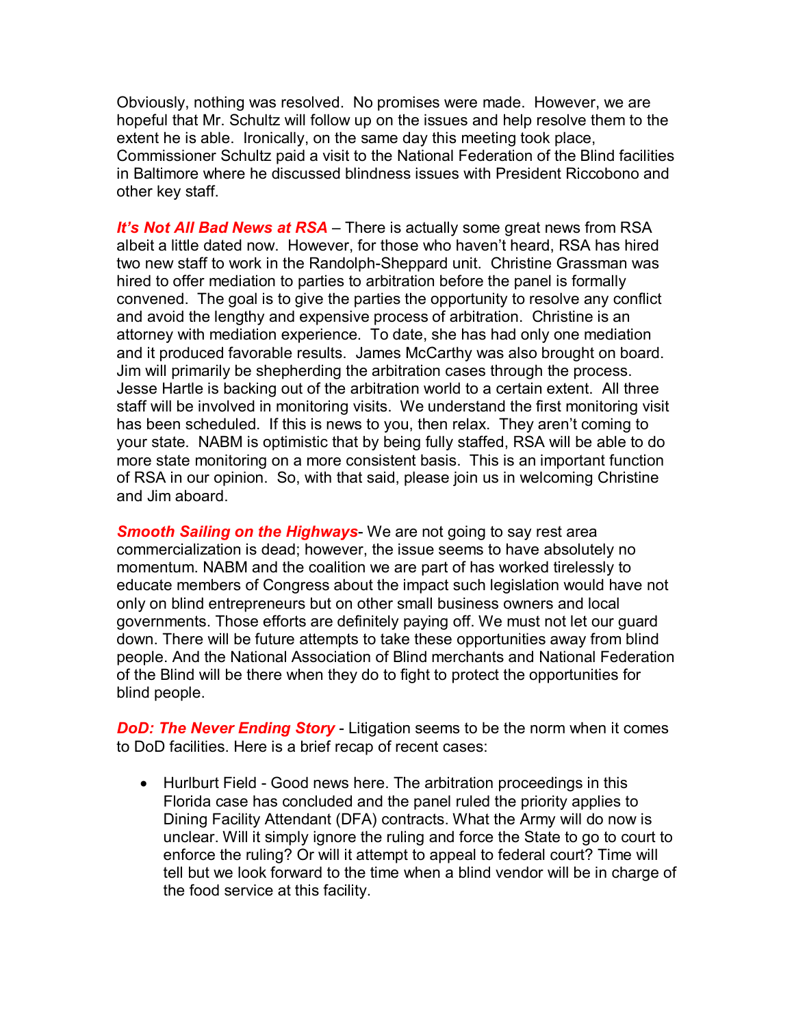Obviously, nothing was resolved. No promises were made. However, we are hopeful that Mr. Schultz will follow up on the issues and help resolve them to the extent he is able. Ironically, on the same day this meeting took place, Commissioner Schultz paid a visit to the National Federation of the Blind facilities in Baltimore where he discussed blindness issues with President Riccobono and other key staff.

***It's Not All Bad News at RSA*** – There is actually some great news from RSA albeit a little dated now. However, for those who haven't heard, RSA has hired two new staff to work in the Randolph-Sheppard unit. Christine Grassman was hired to offer mediation to parties to arbitration before the panel is formally convened. The goal is to give the parties the opportunity to resolve any conflict and avoid the lengthy and expensive process of arbitration. Christine is an attorney with mediation experience. To date, she has had only one mediation and it produced favorable results. James McCarthy was also brought on board. Jim will primarily be shepherding the arbitration cases through the process. Jesse Hartle is backing out of the arbitration world to a certain extent. All three staff will be involved in monitoring visits. We understand the first monitoring visit has been scheduled. If this is news to you, then relax. They aren't coming to your state. NABM is optimistic that by being fully staffed, RSA will be able to do more state monitoring on a more consistent basis. This is an important function of RSA in our opinion. So, with that said, please join us in welcoming Christine and Jim aboard.

***Smooth Sailing on the Highways***- We are not going to say rest area commercialization is dead; however, the issue seems to have absolutely no momentum. NABM and the coalition we are part of has worked tirelessly to educate members of Congress about the impact such legislation would have not only on blind entrepreneurs but on other small business owners and local governments. Those efforts are definitely paying off. We must not let our guard down. There will be future attempts to take these opportunities away from blind people. And the National Association of Blind merchants and National Federation of the Blind will be there when they do to fight to protect the opportunities for blind people.

***DoD: The Never Ending Story*** - Litigation seems to be the norm when it comes to DoD facilities. Here is a brief recap of recent cases:

- Hurlburt Field - Good news here. The arbitration proceedings in this Florida case has concluded and the panel ruled the priority applies to Dining Facility Attendant (DFA) contracts. What the Army will do now is unclear. Will it simply ignore the ruling and force the State to go to court to enforce the ruling? Or will it attempt to appeal to federal court? Time will tell but we look forward to the time when a blind vendor will be in charge of the food service at this facility.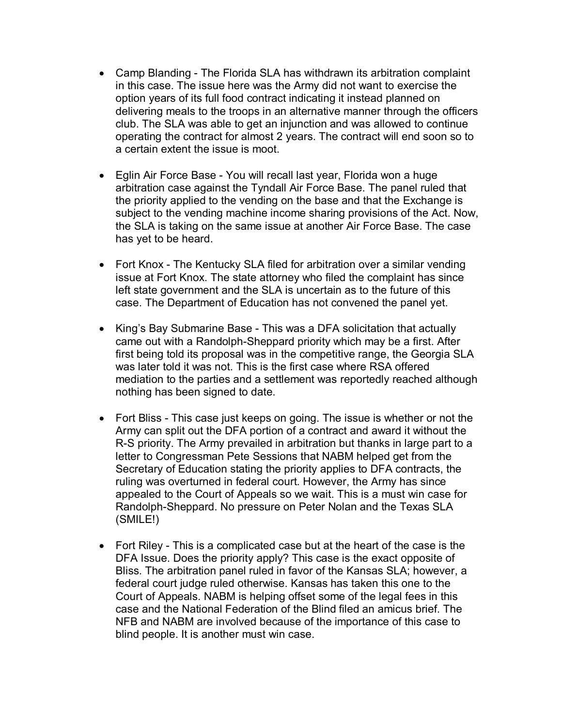- Camp Blanding - The Florida SLA has withdrawn its arbitration complaint in this case. The issue here was the Army did not want to exercise the option years of its full food contract indicating it instead planned on delivering meals to the troops in an alternative manner through the officers club. The SLA was able to get an injunction and was allowed to continue operating the contract for almost 2 years. The contract will end soon so to a certain extent the issue is moot.

- Eglin Air Force Base - You will recall last year, Florida won a huge arbitration case against the Tyndall Air Force Base. The panel ruled that the priority applied to the vending on the base and that the Exchange is subject to the vending machine income sharing provisions of the Act. Now, the SLA is taking on the same issue at another Air Force Base. The case has yet to be heard.

- Fort Knox - The Kentucky SLA filed for arbitration over a similar vending issue at Fort Knox. The state attorney who filed the complaint has since left state government and the SLA is uncertain as to the future of this case. The Department of Education has not convened the panel yet.

- King's Bay Submarine Base - This was a DFA solicitation that actually came out with a Randolph-Sheppard priority which may be a first. After first being told its proposal was in the competitive range, the Georgia SLA was later told it was not. This is the first case where RSA offered mediation to the parties and a settlement was reportedly reached although nothing has been signed to date.

- Fort Bliss - This case just keeps on going. The issue is whether or not the Army can split out the DFA portion of a contract and award it without the R-S priority. The Army prevailed in arbitration but thanks in large part to a letter to Congressman Pete Sessions that NABM helped get from the Secretary of Education stating the priority applies to DFA contracts, the ruling was overturned in federal court. However, the Army has since appealed to the Court of Appeals so we wait. This is a must win case for Randolph-Sheppard. No pressure on Peter Nolan and the Texas SLA (SMILE!)

- Fort Riley - This is a complicated case but at the heart of the case is the DFA Issue. Does the priority apply? This case is the exact opposite of Bliss. The arbitration panel ruled in favor of the Kansas SLA; however, a federal court judge ruled otherwise. Kansas has taken this one to the Court of Appeals. NABM is helping offset some of the legal fees in this case and the National Federation of the Blind filed an amicus brief. The NFB and NABM are involved because of the importance of this case to blind people. It is another must win case.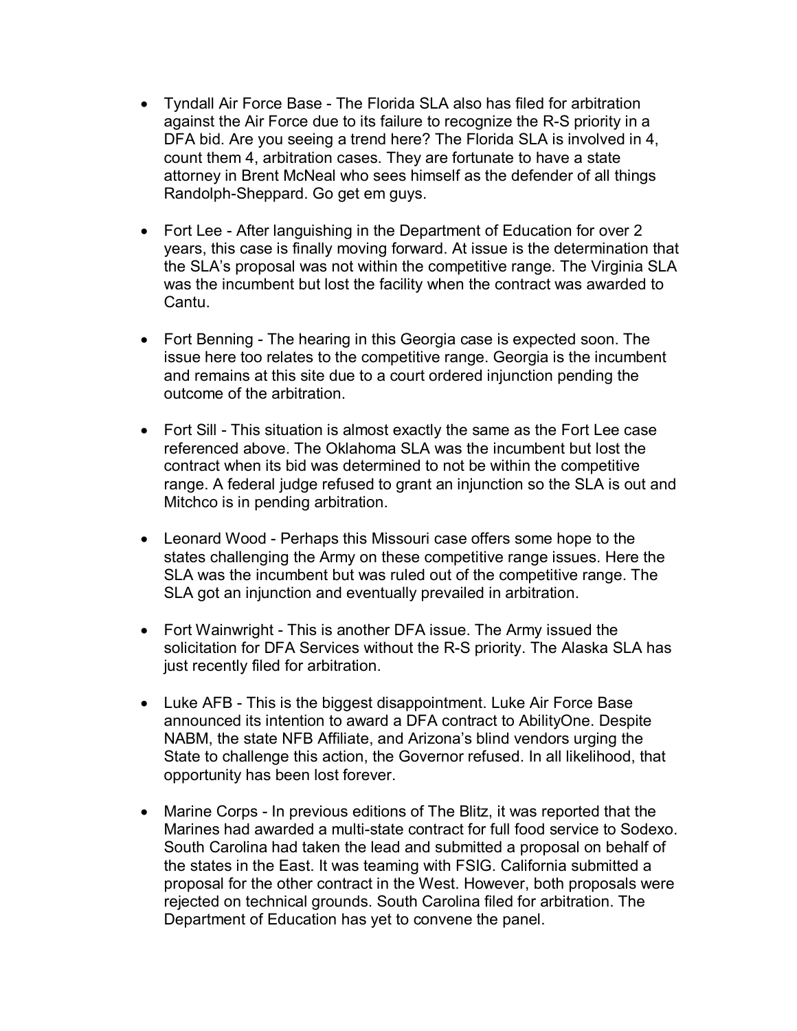- Tyndall Air Force Base - The Florida SLA also has filed for arbitration against the Air Force due to its failure to recognize the R-S priority in a DFA bid. Are you seeing a trend here? The Florida SLA is involved in 4, count them 4, arbitration cases. They are fortunate to have a state attorney in Brent McNeal who sees himself as the defender of all things Randolph-Sheppard. Go get em guys.

- Fort Lee - After languishing in the Department of Education for over 2 years, this case is finally moving forward. At issue is the determination that the SLA's proposal was not within the competitive range. The Virginia SLA was the incumbent but lost the facility when the contract was awarded to Cantu.

- Fort Benning - The hearing in this Georgia case is expected soon. The issue here too relates to the competitive range. Georgia is the incumbent and remains at this site due to a court ordered injunction pending the outcome of the arbitration.

- Fort Sill - This situation is almost exactly the same as the Fort Lee case referenced above. The Oklahoma SLA was the incumbent but lost the contract when its bid was determined to not be within the competitive range. A federal judge refused to grant an injunction so the SLA is out and Mitchco is in pending arbitration.

- Leonard Wood - Perhaps this Missouri case offers some hope to the states challenging the Army on these competitive range issues. Here the SLA was the incumbent but was ruled out of the competitive range. The SLA got an injunction and eventually prevailed in arbitration.

- Fort Wainwright - This is another DFA issue. The Army issued the solicitation for DFA Services without the R-S priority. The Alaska SLA has just recently filed for arbitration.

- Luke AFB - This is the biggest disappointment. Luke Air Force Base announced its intention to award a DFA contract to AbilityOne. Despite NABM, the state NFB Affiliate, and Arizona's blind vendors urging the State to challenge this action, the Governor refused. In all likelihood, that opportunity has been lost forever.

- Marine Corps - In previous editions of The Blitz, it was reported that the Marines had awarded a multi-state contract for full food service to Sodexo. South Carolina had taken the lead and submitted a proposal on behalf of the states in the East. It was teaming with FSIG. California submitted a proposal for the other contract in the West. However, both proposals were rejected on technical grounds. South Carolina filed for arbitration. The Department of Education has yet to convene the panel.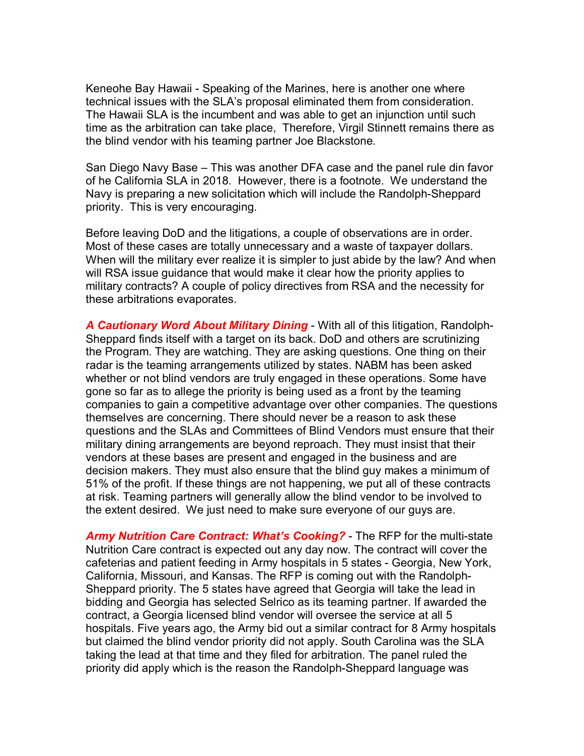Keneohe Bay Hawaii - Speaking of the Marines, here is another one where technical issues with the SLA's proposal eliminated them from consideration. The Hawaii SLA is the incumbent and was able to get an injunction until such time as the arbitration can take place, Therefore, Virgil Stinnett remains there as the blind vendor with his teaming partner Joe Blackstone.

San Diego Navy Base – This was another DFA case and the panel rule din favor of he California SLA in 2018. However, there is a footnote. We understand the Navy is preparing a new solicitation which will include the Randolph-Sheppard priority. This is very encouraging.

Before leaving DoD and the litigations, a couple of observations are in order. Most of these cases are totally unnecessary and a waste of taxpayer dollars. When will the military ever realize it is simpler to just abide by the law? And when will RSA issue guidance that would make it clear how the priority applies to military contracts? A couple of policy directives from RSA and the necessity for these arbitrations evaporates.

***A Cautionary Word About Military Dining*** - With all of this litigation, Randolph-Sheppard finds itself with a target on its back. DoD and others are scrutinizing the Program. They are watching. They are asking questions. One thing on their radar is the teaming arrangements utilized by states. NABM has been asked whether or not blind vendors are truly engaged in these operations. Some have gone so far as to allege the priority is being used as a front by the teaming companies to gain a competitive advantage over other companies. The questions themselves are concerning. There should never be a reason to ask these questions and the SLAs and Committees of Blind Vendors must ensure that their military dining arrangements are beyond reproach. They must insist that their vendors at these bases are present and engaged in the business and are decision makers. They must also ensure that the blind guy makes a minimum of 51% of the profit. If these things are not happening, we put all of these contracts at risk. Teaming partners will generally allow the blind vendor to be involved to the extent desired. We just need to make sure everyone of our guys are.

***Army Nutrition Care Contract: What's Cooking?*** - The RFP for the multi-state Nutrition Care contract is expected out any day now. The contract will cover the cafeterias and patient feeding in Army hospitals in 5 states - Georgia, New York, California, Missouri, and Kansas. The RFP is coming out with the Randolph-Sheppard priority. The 5 states have agreed that Georgia will take the lead in bidding and Georgia has selected Selrico as its teaming partner. If awarded the contract, a Georgia licensed blind vendor will oversee the service at all 5 hospitals. Five years ago, the Army bid out a similar contract for 8 Army hospitals but claimed the blind vendor priority did not apply. South Carolina was the SLA taking the lead at that time and they filed for arbitration. The panel ruled the priority did apply which is the reason the Randolph-Sheppard language was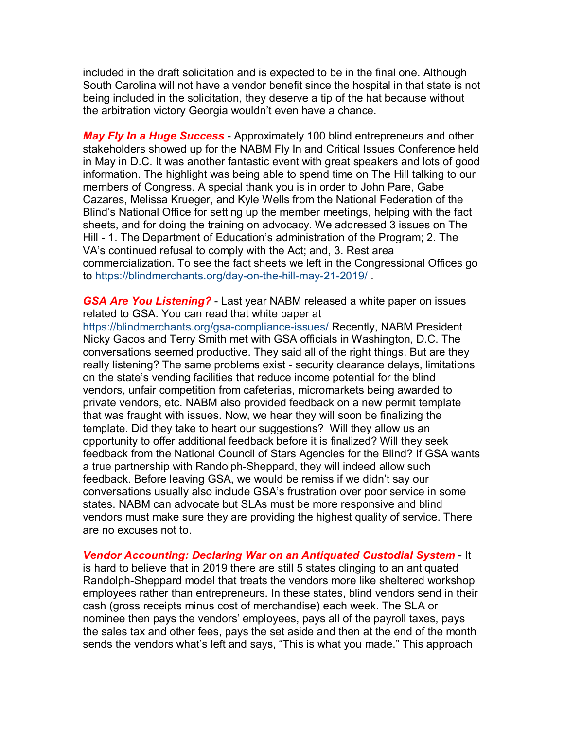included in the draft solicitation and is expected to be in the final one. Although South Carolina will not have a vendor benefit since the hospital in that state is not being included in the solicitation, they deserve a tip of the hat because without the arbitration victory Georgia wouldn't even have a chance.

***May Fly In a Huge Success*** - Approximately 100 blind entrepreneurs and other stakeholders showed up for the NABM Fly In and Critical Issues Conference held in May in D.C. It was another fantastic event with great speakers and lots of good information. The highlight was being able to spend time on The Hill talking to our members of Congress. A special thank you is in order to John Pare, Gabe Cazares, Melissa Krueger, and Kyle Wells from the National Federation of the Blind's National Office for setting up the member meetings, helping with the fact sheets, and for doing the training on advocacy. We addressed 3 issues on The Hill - 1. The Department of Education's administration of the Program; 2. The VA's continued refusal to comply with the Act; and, 3. Rest area commercialization. To see the fact sheets we left in the Congressional Offices go to https://blindmerchants.org/day-on-the-hill-may-21-2019/ .

***GSA Are You Listening?*** - Last year NABM released a white paper on issues related to GSA. You can read that white paper at https://blindmerchants.org/gsa-compliance-issues/ Recently, NABM President Nicky Gacos and Terry Smith met with GSA officials in Washington, D.C. The conversations seemed productive. They said all of the right things. But are they really listening? The same problems exist - security clearance delays, limitations on the state's vending facilities that reduce income potential for the blind vendors, unfair competition from cafeterias, micromarkets being awarded to private vendors, etc. NABM also provided feedback on a new permit template that was fraught with issues. Now, we hear they will soon be finalizing the template. Did they take to heart our suggestions? Will they allow us an opportunity to offer additional feedback before it is finalized? Will they seek feedback from the National Council of Stars Agencies for the Blind? If GSA wants a true partnership with Randolph-Sheppard, they will indeed allow such feedback. Before leaving GSA, we would be remiss if we didn't say our conversations usually also include GSA's frustration over poor service in some states. NABM can advocate but SLAs must be more responsive and blind vendors must make sure they are providing the highest quality of service. There are no excuses not to.

***Vendor Accounting: Declaring War on an Antiquated Custodial System*** - It is hard to believe that in 2019 there are still 5 states clinging to an antiquated Randolph-Sheppard model that treats the vendors more like sheltered workshop employees rather than entrepreneurs. In these states, blind vendors send in their cash (gross receipts minus cost of merchandise) each week. The SLA or nominee then pays the vendors' employees, pays all of the payroll taxes, pays the sales tax and other fees, pays the set aside and then at the end of the month sends the vendors what's left and says, "This is what you made." This approach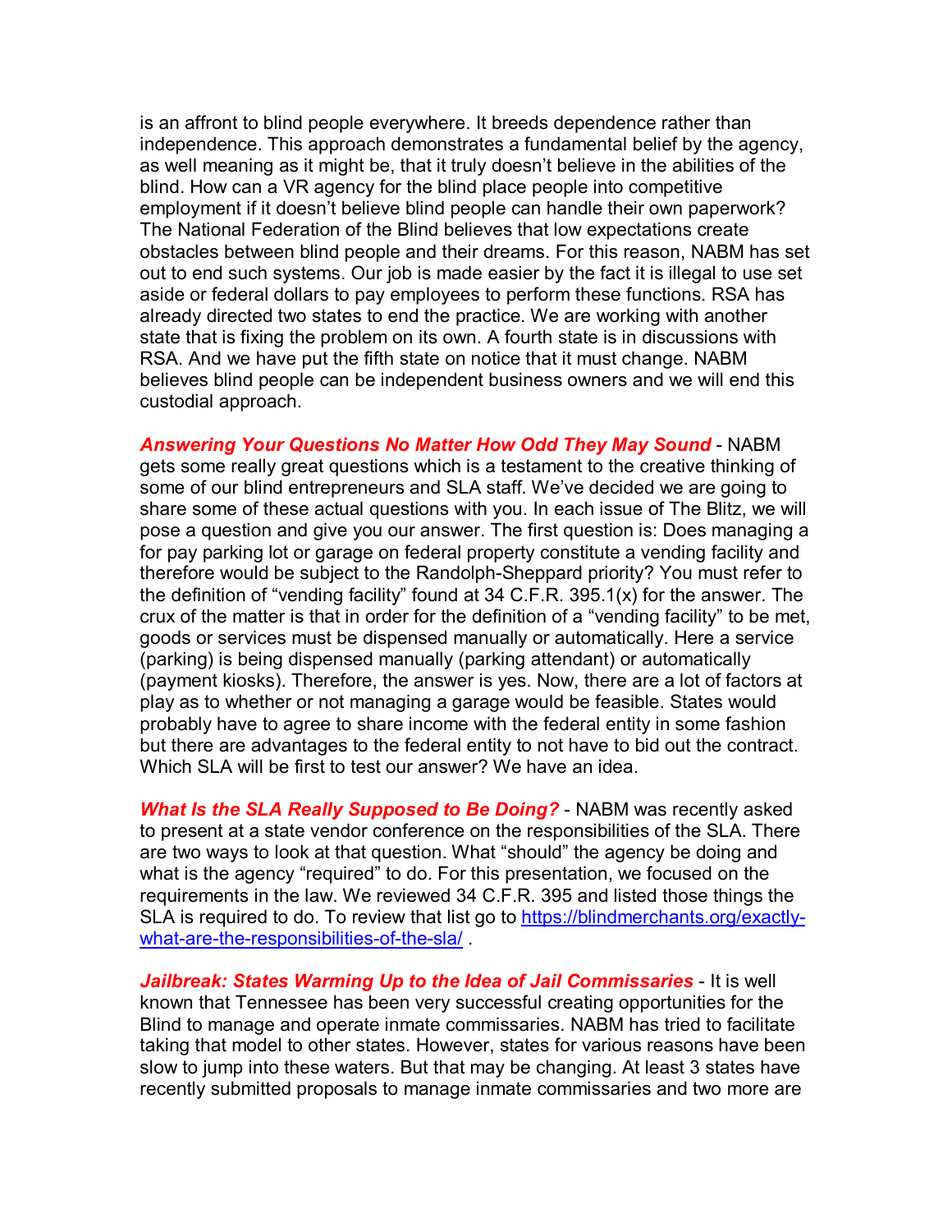is an affront to blind people everywhere. It breeds dependence rather than independence. This approach demonstrates a fundamental belief by the agency, as well meaning as it might be, that it truly doesn't believe in the abilities of the blind. How can a VR agency for the blind place people into competitive employment if it doesn't believe blind people can handle their own paperwork? The National Federation of the Blind believes that low expectations create obstacles between blind people and their dreams. For this reason, NABM has set out to end such systems. Our job is made easier by the fact it is illegal to use set aside or federal dollars to pay employees to perform these functions. RSA has already directed two states to end the practice. We are working with another state that is fixing the problem on its own. A fourth state is in discussions with RSA. And we have put the fifth state on notice that it must change. NABM believes blind people can be independent business owners and we will end this custodial approach.

***Answering Your Questions No Matter How Odd They May Sound*** - NABM gets some really great questions which is a testament to the creative thinking of some of our blind entrepreneurs and SLA staff. We've decided we are going to share some of these actual questions with you. In each issue of The Blitz, we will pose a question and give you our answer. The first question is: Does managing a for pay parking lot or garage on federal property constitute a vending facility and therefore would be subject to the Randolph-Sheppard priority? You must refer to the definition of "vending facility" found at 34 C.F.R. 395.1(x) for the answer. The crux of the matter is that in order for the definition of a "vending facility" to be met, goods or services must be dispensed manually or automatically. Here a service (parking) is being dispensed manually (parking attendant) or automatically (payment kiosks). Therefore, the answer is yes. Now, there are a lot of factors at play as to whether or not managing a garage would be feasible. States would probably have to agree to share income with the federal entity in some fashion but there are advantages to the federal entity to not have to bid out the contract. Which SLA will be first to test our answer? We have an idea.

***What Is the SLA Really Supposed to Be Doing?*** - NABM was recently asked to present at a state vendor conference on the responsibilities of the SLA. There are two ways to look at that question. What "should" the agency be doing and what is the agency "required" to do. For this presentation, we focused on the requirements in the law. We reviewed 34 C.F.R. 395 and listed those things the SLA is required to do. To review that list go to [https://blindmerchants.org/exactly-what-are-the-responsibilities-of-the-sla/](https://blindmerchants.org/exactly-what-are-the-responsibilities-of-the-sla/) .

***Jailbreak: States Warming Up to the Idea of Jail Commissaries*** - It is well known that Tennessee has been very successful creating opportunities for the Blind to manage and operate inmate commissaries. NABM has tried to facilitate taking that model to other states. However, states for various reasons have been slow to jump into these waters. But that may be changing. At least 3 states have recently submitted proposals to manage inmate commissaries and two more are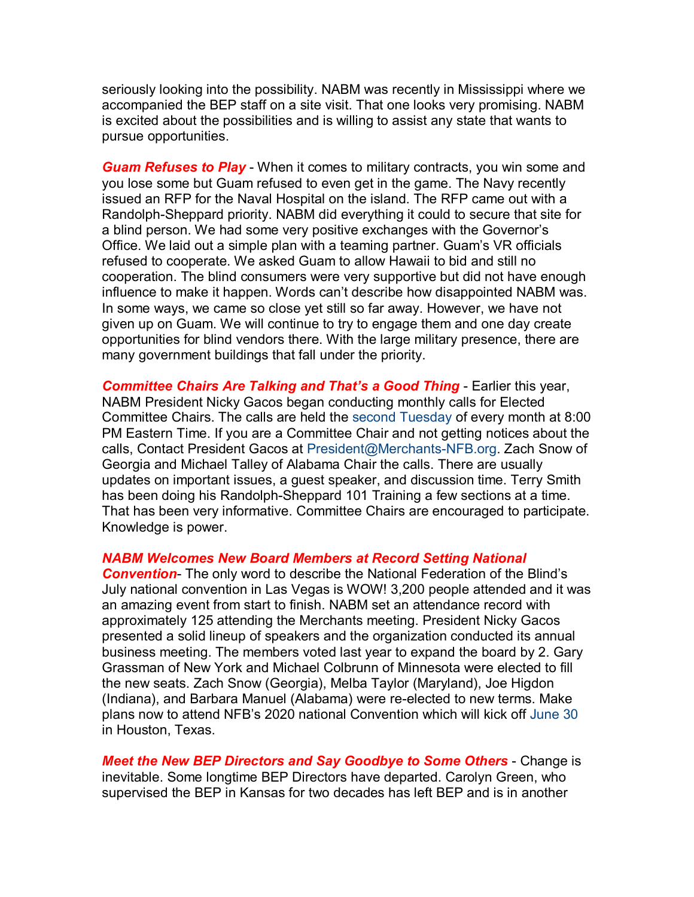seriously looking into the possibility. NABM was recently in Mississippi where we accompanied the BEP staff on a site visit. That one looks very promising. NABM is excited about the possibilities and is willing to assist any state that wants to pursue opportunities.

***Guam Refuses to Play*** - When it comes to military contracts, you win some and you lose some but Guam refused to even get in the game. The Navy recently issued an RFP for the Naval Hospital on the island. The RFP came out with a Randolph-Sheppard priority. NABM did everything it could to secure that site for a blind person. We had some very positive exchanges with the Governor's Office. We laid out a simple plan with a teaming partner. Guam's VR officials refused to cooperate. We asked Guam to allow Hawaii to bid and still no cooperation. The blind consumers were very supportive but did not have enough influence to make it happen. Words can't describe how disappointed NABM was. In some ways, we came so close yet still so far away. However, we have not given up on Guam. We will continue to try to engage them and one day create opportunities for blind vendors there. With the large military presence, there are many government buildings that fall under the priority.

***Committee Chairs Are Talking and That's a Good Thing*** - Earlier this year, NABM President Nicky Gacos began conducting monthly calls for Elected Committee Chairs. The calls are held the second Tuesday of every month at 8:00 PM Eastern Time. If you are a Committee Chair and not getting notices about the calls, Contact President Gacos at President@Merchants-NFB.org. Zach Snow of Georgia and Michael Talley of Alabama Chair the calls. There are usually updates on important issues, a guest speaker, and discussion time. Terry Smith has been doing his Randolph-Sheppard 101 Training a few sections at a time. That has been very informative. Committee Chairs are encouraged to participate. Knowledge is power.

***NABM Welcomes New Board Members at Record Setting National Convention***- The only word to describe the National Federation of the Blind's July national convention in Las Vegas is WOW! 3,200 people attended and it was an amazing event from start to finish. NABM set an attendance record with approximately 125 attending the Merchants meeting. President Nicky Gacos presented a solid lineup of speakers and the organization conducted its annual business meeting. The members voted last year to expand the board by 2. Gary Grassman of New York and Michael Colbrunn of Minnesota were elected to fill the new seats. Zach Snow (Georgia), Melba Taylor (Maryland), Joe Higdon (Indiana), and Barbara Manuel (Alabama) were re-elected to new terms. Make plans now to attend NFB's 2020 national Convention which will kick off June 30 in Houston, Texas.

***Meet the New BEP Directors and Say Goodbye to Some Others*** - Change is inevitable. Some longtime BEP Directors have departed. Carolyn Green, who supervised the BEP in Kansas for two decades has left BEP and is in another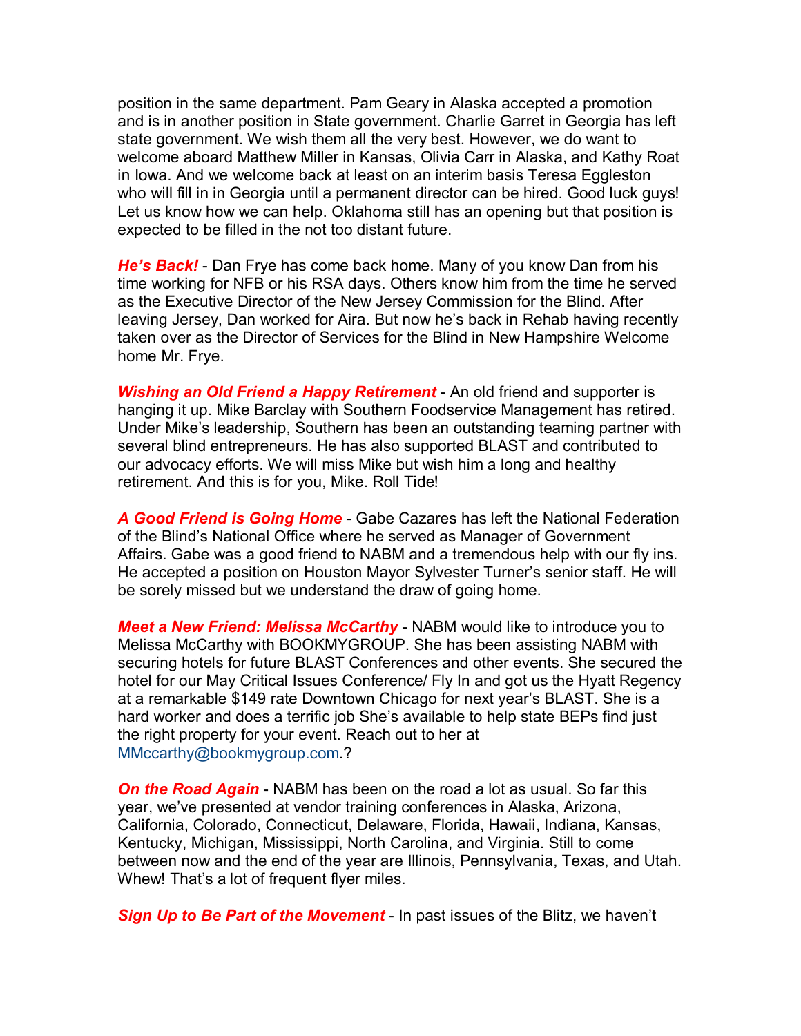position in the same department. Pam Geary in Alaska accepted a promotion and is in another position in State government. Charlie Garret in Georgia has left state government. We wish them all the very best. However, we do want to welcome aboard Matthew Miller in Kansas, Olivia Carr in Alaska, and Kathy Roat in Iowa. And we welcome back at least on an interim basis Teresa Eggleston who will fill in in Georgia until a permanent director can be hired. Good luck guys! Let us know how we can help. Oklahoma still has an opening but that position is expected to be filled in the not too distant future.

***He's Back!*** - Dan Frye has come back home. Many of you know Dan from his time working for NFB or his RSA days. Others know him from the time he served as the Executive Director of the New Jersey Commission for the Blind. After leaving Jersey, Dan worked for Aira. But now he's back in Rehab having recently taken over as the Director of Services for the Blind in New Hampshire Welcome home Mr. Frye.

***Wishing an Old Friend a Happy Retirement*** - An old friend and supporter is hanging it up. Mike Barclay with Southern Foodservice Management has retired. Under Mike's leadership, Southern has been an outstanding teaming partner with several blind entrepreneurs. He has also supported BLAST and contributed to our advocacy efforts. We will miss Mike but wish him a long and healthy retirement. And this is for you, Mike. Roll Tide!

***A Good Friend is Going Home*** - Gabe Cazares has left the National Federation of the Blind's National Office where he served as Manager of Government Affairs. Gabe was a good friend to NABM and a tremendous help with our fly ins. He accepted a position on Houston Mayor Sylvester Turner's senior staff. He will be sorely missed but we understand the draw of going home.

***Meet a New Friend: Melissa McCarthy*** - NABM would like to introduce you to Melissa McCarthy with BOOKMYGROUP. She has been assisting NABM with securing hotels for future BLAST Conferences and other events. She secured the hotel for our May Critical Issues Conference/ Fly In and got us the Hyatt Regency at a remarkable $149 rate Downtown Chicago for next year's BLAST. She is a hard worker and does a terrific job She's available to help state BEPs find just the right property for your event. Reach out to her at MMccarthy@bookmygroup.com.?

***On the Road Again*** - NABM has been on the road a lot as usual. So far this year, we've presented at vendor training conferences in Alaska, Arizona, California, Colorado, Connecticut, Delaware, Florida, Hawaii, Indiana, Kansas, Kentucky, Michigan, Mississippi, North Carolina, and Virginia. Still to come between now and the end of the year are Illinois, Pennsylvania, Texas, and Utah. Whew! That's a lot of frequent flyer miles.

***Sign Up to Be Part of the Movement*** - In past issues of the Blitz, we haven't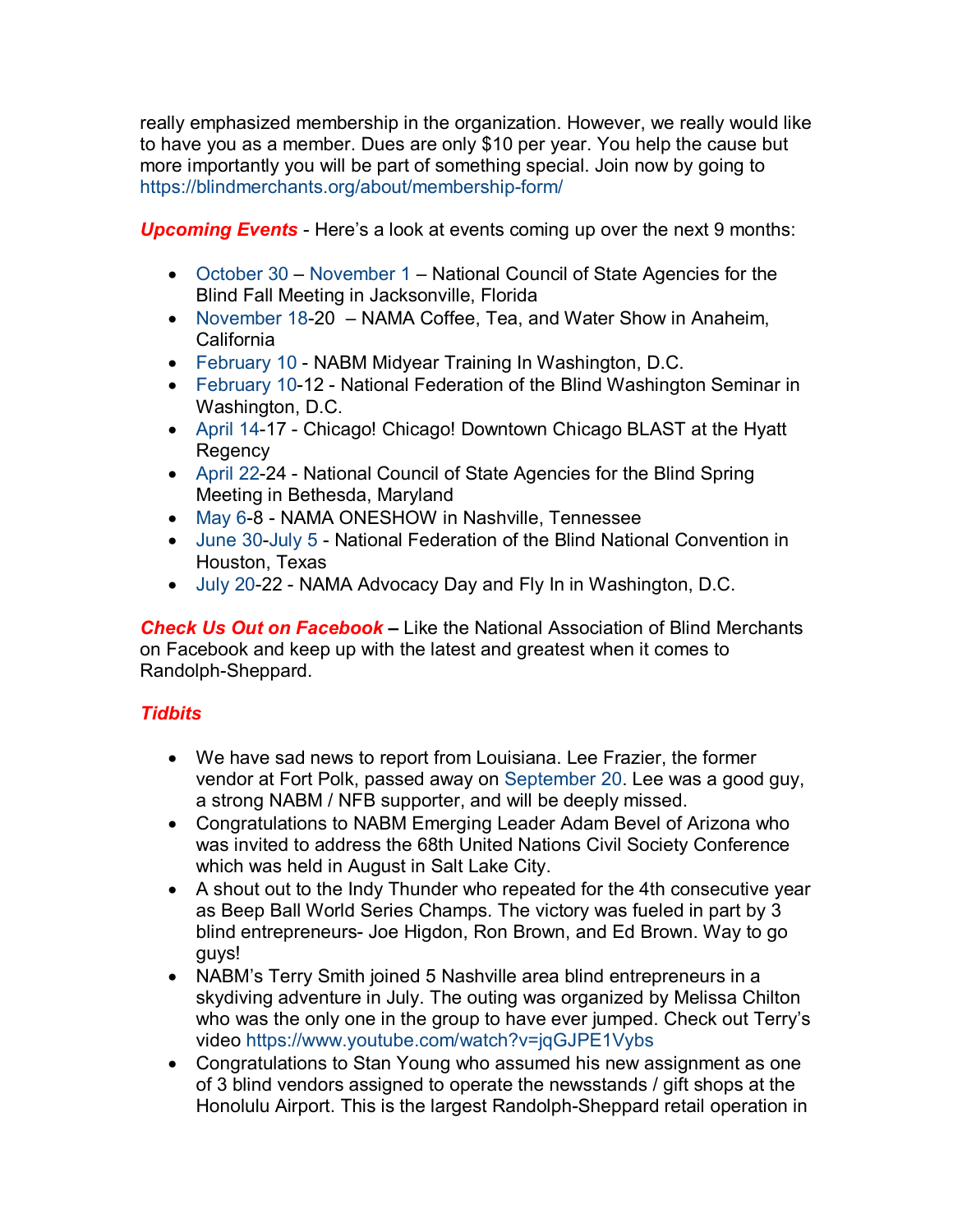really emphasized membership in the organization. However, we really would like to have you as a member. Dues are only $10 per year. You help the cause but more importantly you will be part of something special. Join now by going to https://blindmerchants.org/about/membership-form/

***Upcoming Events*** - Here's a look at events coming up over the next 9 months:

- October 30 – November 1 – National Council of State Agencies for the Blind Fall Meeting in Jacksonville, Florida
- November 18-20 – NAMA Coffee, Tea, and Water Show in Anaheim, California
- February 10 - NABM Midyear Training In Washington, D.C.
- February 10-12 - National Federation of the Blind Washington Seminar in Washington, D.C.
- April 14-17 - Chicago! Chicago! Downtown Chicago BLAST at the Hyatt Regency
- April 22-24 - National Council of State Agencies for the Blind Spring Meeting in Bethesda, Maryland
- May 6-8 - NAMA ONESHOW in Nashville, Tennessee
- June 30-July 5 - National Federation of the Blind National Convention in Houston, Texas
- July 20-22 - NAMA Advocacy Day and Fly In in Washington, D.C.

***Check Us Out on Facebook*** **–** Like the National Association of Blind Merchants on Facebook and keep up with the latest and greatest when it comes to Randolph-Sheppard.

***Tidbits***

- We have sad news to report from Louisiana. Lee Frazier, the former vendor at Fort Polk, passed away on September 20. Lee was a good guy, a strong NABM / NFB supporter, and will be deeply missed.
- Congratulations to NABM Emerging Leader Adam Bevel of Arizona who was invited to address the 68th United Nations Civil Society Conference which was held in August in Salt Lake City.
- A shout out to the Indy Thunder who repeated for the 4th consecutive year as Beep Ball World Series Champs. The victory was fueled in part by 3 blind entrepreneurs- Joe Higdon, Ron Brown, and Ed Brown. Way to go guys!
- NABM's Terry Smith joined 5 Nashville area blind entrepreneurs in a skydiving adventure in July. The outing was organized by Melissa Chilton who was the only one in the group to have ever jumped. Check out Terry's video https://www.youtube.com/watch?v=jqGJPE1Vybs
- Congratulations to Stan Young who assumed his new assignment as one of 3 blind vendors assigned to operate the newsstands / gift shops at the Honolulu Airport. This is the largest Randolph-Sheppard retail operation in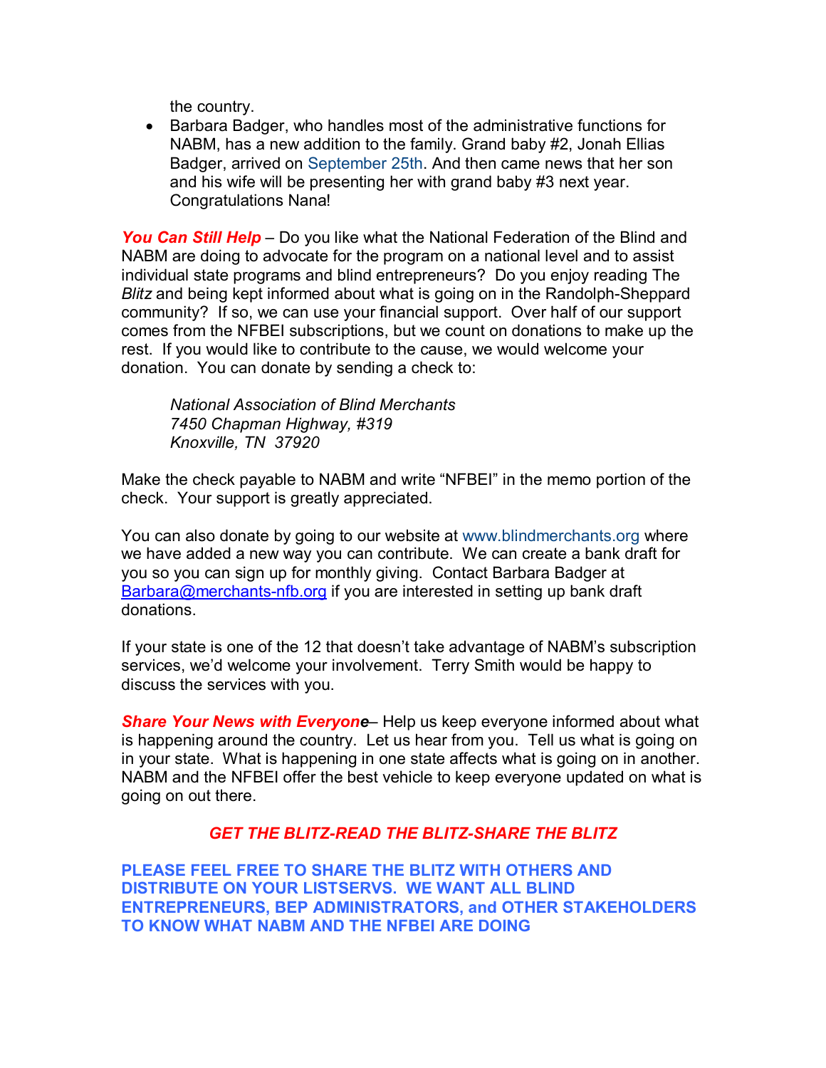the country.

- Barbara Badger, who handles most of the administrative functions for NABM, has a new addition to the family. Grand baby #2, Jonah Ellias Badger, arrived on September 25th. And then came news that her son and his wife will be presenting her with grand baby #3 next year. Congratulations Nana!

***You Can Still Help*** – Do you like what the National Federation of the Blind and NABM are doing to advocate for the program on a national level and to assist individual state programs and blind entrepreneurs? Do you enjoy reading The *Blitz* and being kept informed about what is going on in the Randolph-Sheppard community? If so, we can use your financial support. Over half of our support comes from the NFBEI subscriptions, but we count on donations to make up the rest. If you would like to contribute to the cause, we would welcome your donation. You can donate by sending a check to:

> *National Association of Blind Merchants*
> *7450 Chapman Highway, #319*
> *Knoxville, TN 37920*

Make the check payable to NABM and write "NFBEI" in the memo portion of the check. Your support is greatly appreciated.

You can also donate by going to our website at www.blindmerchants.org where we have added a new way you can contribute. We can create a bank draft for you so you can sign up for monthly giving. Contact Barbara Badger at Barbara@merchants-nfb.org if you are interested in setting up bank draft donations.

If your state is one of the 12 that doesn't take advantage of NABM's subscription services, we'd welcome your involvement. Terry Smith would be happy to discuss the services with you.

***Share Your News with Everyone***– Help us keep everyone informed about what is happening around the country. Let us hear from you. Tell us what is going on in your state. What is happening in one state affects what is going on in another. NABM and the NFBEI offer the best vehicle to keep everyone updated on what is going on out there.

***GET THE BLITZ-READ THE BLITZ-SHARE THE BLITZ***

**PLEASE FEEL FREE TO SHARE THE BLITZ WITH OTHERS AND DISTRIBUTE ON YOUR LISTSERVS. WE WANT ALL BLIND ENTREPRENEURS, BEP ADMINISTRATORS, and OTHER STAKEHOLDERS TO KNOW WHAT NABM AND THE NFBEI ARE DOING**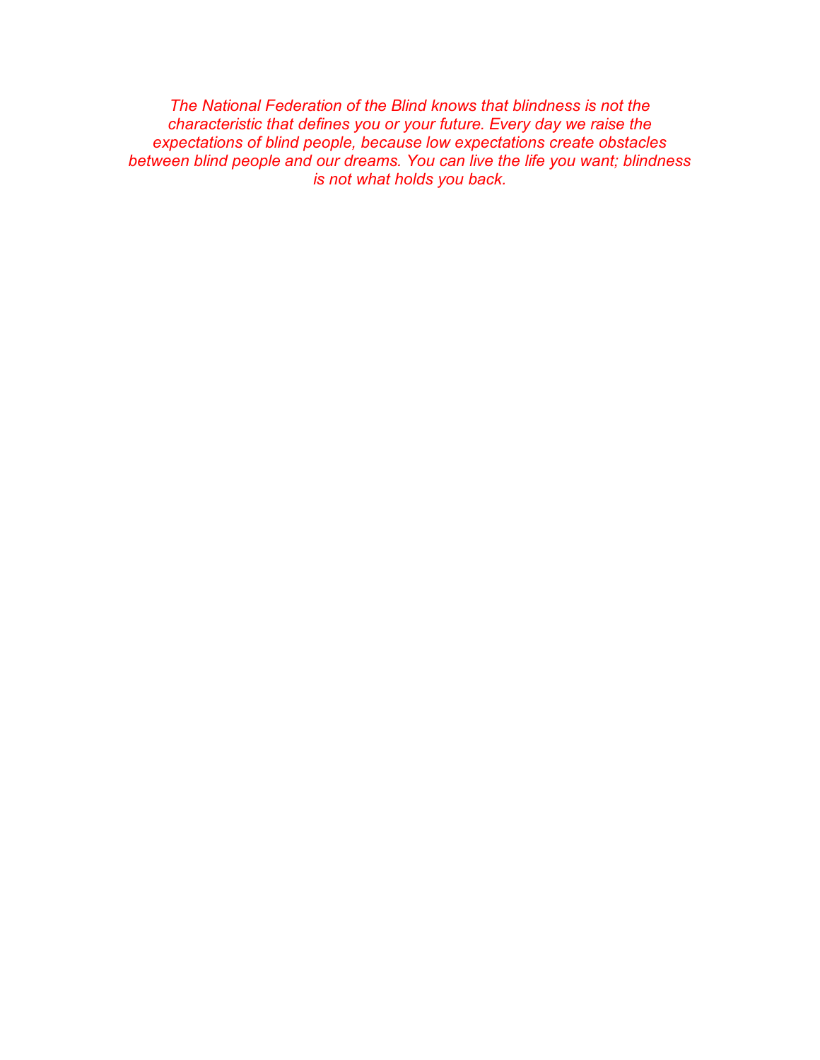*The National Federation of the Blind knows that blindness is not the characteristic that defines you or your future. Every day we raise the expectations of blind people, because low expectations create obstacles between blind people and our dreams. You can live the life you want; blindness is not what holds you back.*